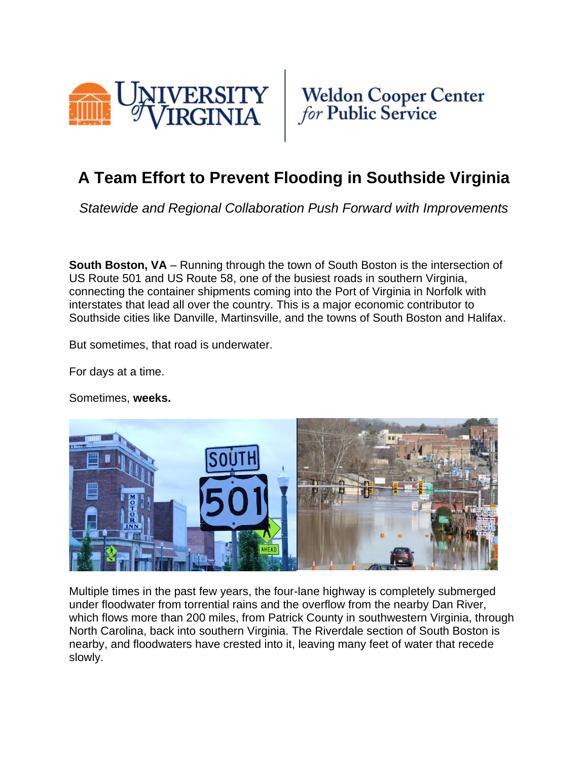# A Team Effort to Prevent Flooding in Southside Virginia

*Statewide and Regional Collaboration Push Forward with Improvements*

**South Boston, VA** – Running through the town of South Boston is the intersection of US Route 501 and US Route 58, one of the busiest roads in southern Virginia, connecting the container shipments coming into the Port of Virginia in Norfolk with interstates that lead all over the country. This is a major economic contributor to Southside cities like Danville, Martinsville, and the towns of South Boston and Halifax.

But sometimes, that road is underwater.

For days at a time.

Sometimes, **weeks.**

Multiple times in the past few years, the four-lane highway is completely submerged under floodwater from torrential rains and the overflow from the nearby Dan River, which flows more than 200 miles, from Patrick County in southwestern Virginia, through North Carolina, back into southern Virginia. The Riverdale section of South Boston is nearby, and floodwaters have crested into it, leaving many feet of water that recede slowly.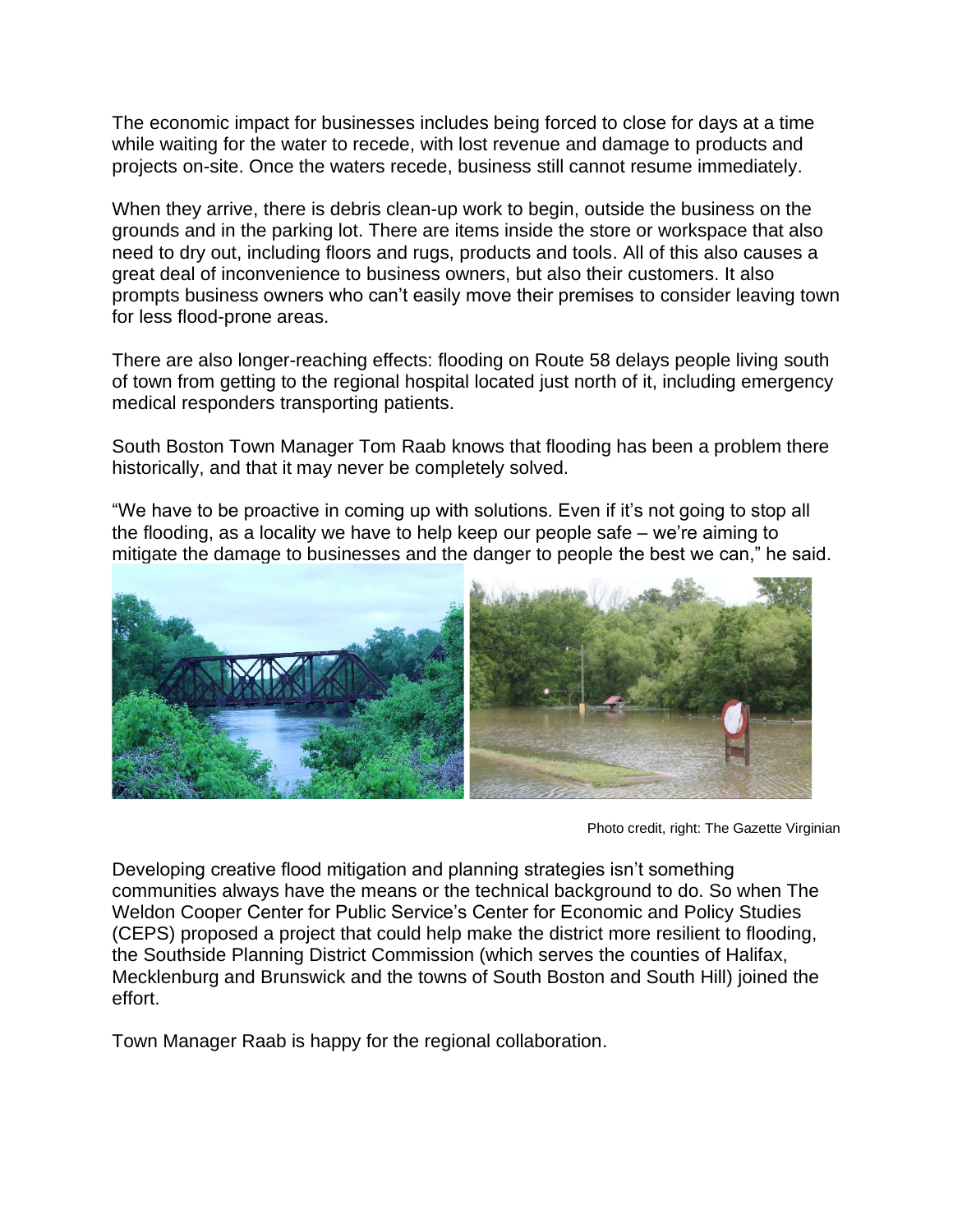The economic impact for businesses includes being forced to close for days at a time while waiting for the water to recede, with lost revenue and damage to products and projects on-site. Once the waters recede, business still cannot resume immediately.

When they arrive, there is debris clean-up work to begin, outside the business on the grounds and in the parking lot. There are items inside the store or workspace that also need to dry out, including floors and rugs, products and tools. All of this also causes a great deal of inconvenience to business owners, but also their customers. It also prompts business owners who can't easily move their premises to consider leaving town for less flood-prone areas.

There are also longer-reaching effects: flooding on Route 58 delays people living south of town from getting to the regional hospital located just north of it, including emergency medical responders transporting patients.

South Boston Town Manager Tom Raab knows that flooding has been a problem there historically, and that it may never be completely solved.

"We have to be proactive in coming up with solutions. Even if it's not going to stop all the flooding, as a locality we have to help keep our people safe – we're aiming to mitigate the damage to businesses and the danger to people the best we can," he said.

Photo credit, right: The Gazette Virginian

Developing creative flood mitigation and planning strategies isn't something communities always have the means or the technical background to do. So when The Weldon Cooper Center for Public Service's Center for Economic and Policy Studies (CEPS) proposed a project that could help make the district more resilient to flooding, the Southside Planning District Commission (which serves the counties of Halifax, Mecklenburg and Brunswick and the towns of South Boston and South Hill) joined the effort.

Town Manager Raab is happy for the regional collaboration.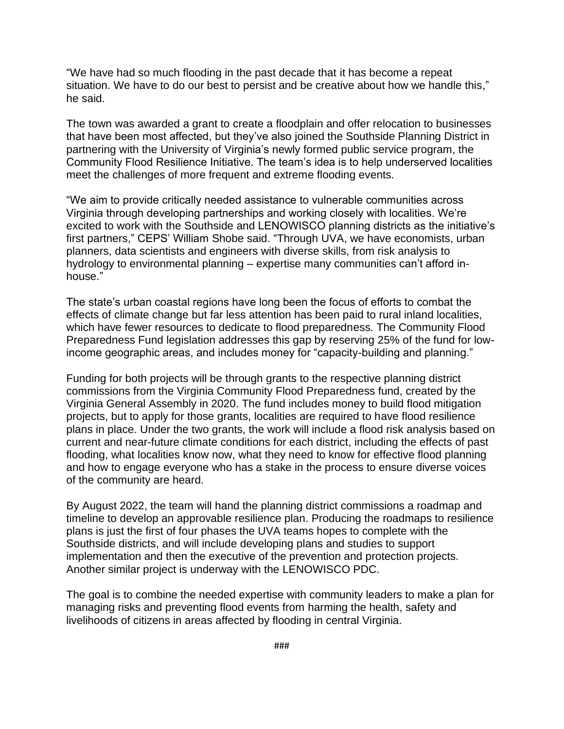"We have had so much flooding in the past decade that it has become a repeat situation. We have to do our best to persist and be creative about how we handle this," he said.

The town was awarded a grant to create a floodplain and offer relocation to businesses that have been most affected, but they've also joined the Southside Planning District in partnering with the University of Virginia's newly formed public service program, the Community Flood Resilience Initiative. The team's idea is to help underserved localities meet the challenges of more frequent and extreme flooding events.

"We aim to provide critically needed assistance to vulnerable communities across Virginia through developing partnerships and working closely with localities. We're excited to work with the Southside and LENOWISCO planning districts as the initiative's first partners," CEPS' William Shobe said. "Through UVA, we have economists, urban planners, data scientists and engineers with diverse skills, from risk analysis to hydrology to environmental planning – expertise many communities can't afford in-house."

The state's urban coastal regions have long been the focus of efforts to combat the effects of climate change but far less attention has been paid to rural inland localities, which have fewer resources to dedicate to flood preparedness. The Community Flood Preparedness Fund legislation addresses this gap by reserving 25% of the fund for low-income geographic areas, and includes money for "capacity-building and planning."

Funding for both projects will be through grants to the respective planning district commissions from the Virginia Community Flood Preparedness fund, created by the Virginia General Assembly in 2020. The fund includes money to build flood mitigation projects, but to apply for those grants, localities are required to have flood resilience plans in place. Under the two grants, the work will include a flood risk analysis based on current and near-future climate conditions for each district, including the effects of past flooding, what localities know now, what they need to know for effective flood planning and how to engage everyone who has a stake in the process to ensure diverse voices of the community are heard.

By August 2022, the team will hand the planning district commissions a roadmap and timeline to develop an approvable resilience plan. Producing the roadmaps to resilience plans is just the first of four phases the UVA teams hopes to complete with the Southside districts, and will include developing plans and studies to support implementation and then the executive of the prevention and protection projects. Another similar project is underway with the LENOWISCO PDC.

The goal is to combine the needed expertise with community leaders to make a plan for managing risks and preventing flood events from harming the health, safety and livelihoods of citizens in areas affected by flooding in central Virginia.

###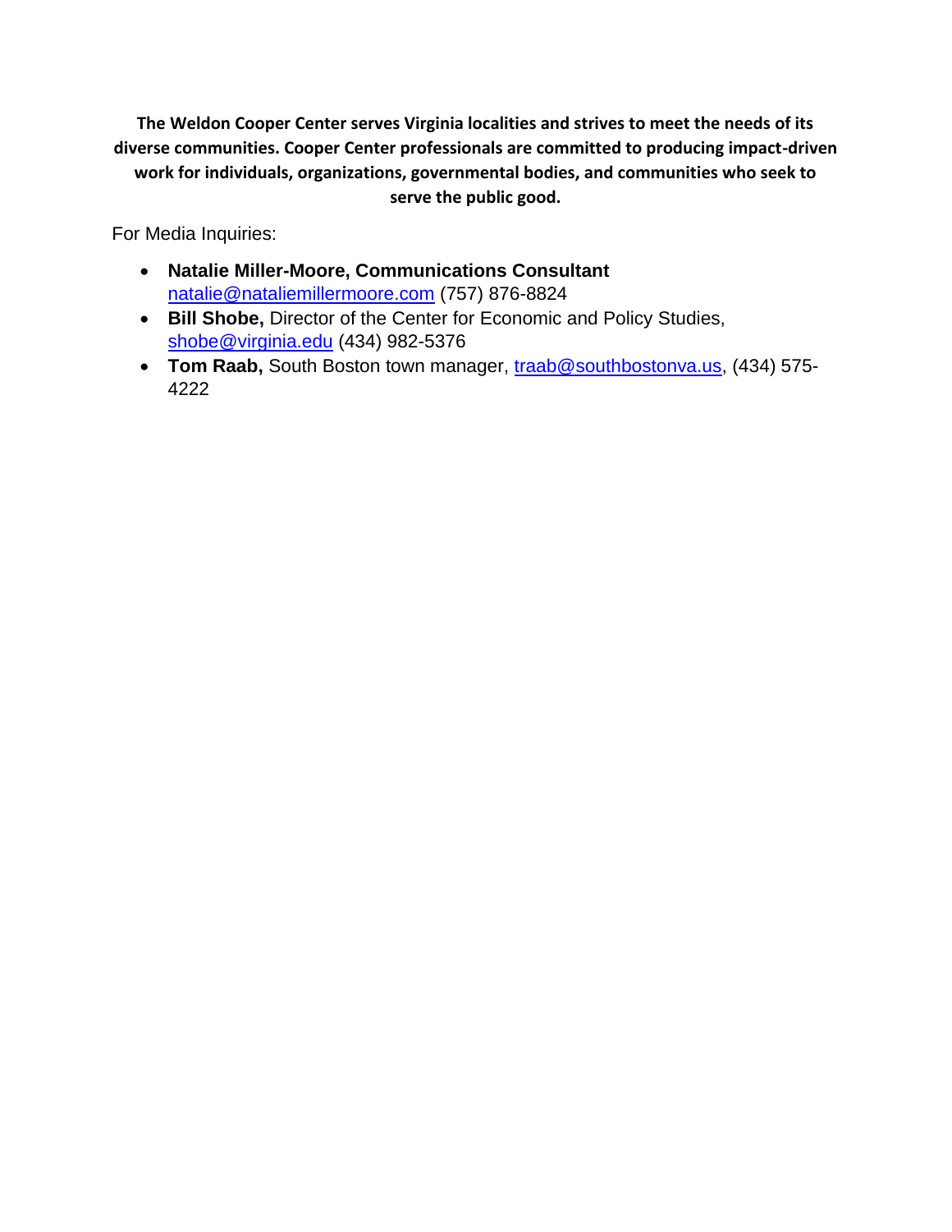**The Weldon Cooper Center serves Virginia localities and strives to meet the needs of its diverse communities. Cooper Center professionals are committed to producing impact-driven work for individuals, organizations, governmental bodies, and communities who seek to serve the public good.**

For Media Inquiries:

- **Natalie Miller-Moore, Communications Consultant** natalie@nataliemillermoore.com (757) 876-8824
- **Bill Shobe,** Director of the Center for Economic and Policy Studies, shobe@virginia.edu (434) 982-5376
- **Tom Raab,** South Boston town manager, traab@southbostonva.us, (434) 575-4222